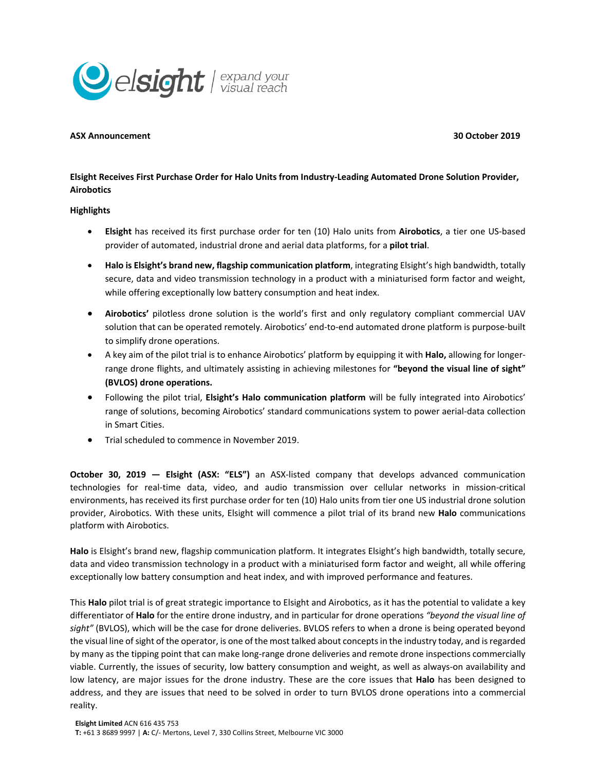**ASX Announcement** **30 October 2019**

## Elsight Receives First Purchase Order for Halo Units from Industry-Leading Automated Drone Solution Provider, Airobotics

### Highlights

- **Elsight** has received its first purchase order for ten (10) Halo units from **Airobotics**, a tier one US-based provider of automated, industrial drone and aerial data platforms, for a **pilot trial**.
- **Halo is Elsight's brand new, flagship communication platform**, integrating Elsight's high bandwidth, totally secure, data and video transmission technology in a product with a miniaturised form factor and weight, while offering exceptionally low battery consumption and heat index.
- **Airobotics'** pilotless drone solution is the world's first and only regulatory compliant commercial UAV solution that can be operated remotely. Airobotics' end-to-end automated drone platform is purpose-built to simplify drone operations.
- A key aim of the pilot trial is to enhance Airobotics' platform by equipping it with **Halo,** allowing for longer-range drone flights, and ultimately assisting in achieving milestones for **"beyond the visual line of sight" (BVLOS) drone operations.**
- Following the pilot trial, **Elsight's Halo communication platform** will be fully integrated into Airobotics' range of solutions, becoming Airobotics' standard communications system to power aerial-data collection in Smart Cities.
- Trial scheduled to commence in November 2019.

**October 30, 2019 — Elsight (ASX: "ELS")** an ASX-listed company that develops advanced communication technologies for real-time data, video, and audio transmission over cellular networks in mission-critical environments, has received its first purchase order for ten (10) Halo units from tier one US industrial drone solution provider, Airobotics. With these units, Elsight will commence a pilot trial of its brand new **Halo** communications platform with Airobotics.

**Halo** is Elsight's brand new, flagship communication platform. It integrates Elsight's high bandwidth, totally secure, data and video transmission technology in a product with a miniaturised form factor and weight, all while offering exceptionally low battery consumption and heat index, and with improved performance and features.

This **Halo** pilot trial is of great strategic importance to Elsight and Airobotics, as it has the potential to validate a key differentiator of **Halo** for the entire drone industry, and in particular for drone operations *"beyond the visual line of sight"* (BVLOS), which will be the case for drone deliveries. BVLOS refers to when a drone is being operated beyond the visual line of sight of the operator, is one of the most talked about concepts in the industry today, and is regarded by many as the tipping point that can make long-range drone deliveries and remote drone inspections commercially viable. Currently, the issues of security, low battery consumption and weight, as well as always-on availability and low latency, are major issues for the drone industry. These are the core issues that **Halo** has been designed to address, and they are issues that need to be solved in order to turn BVLOS drone operations into a commercial reality.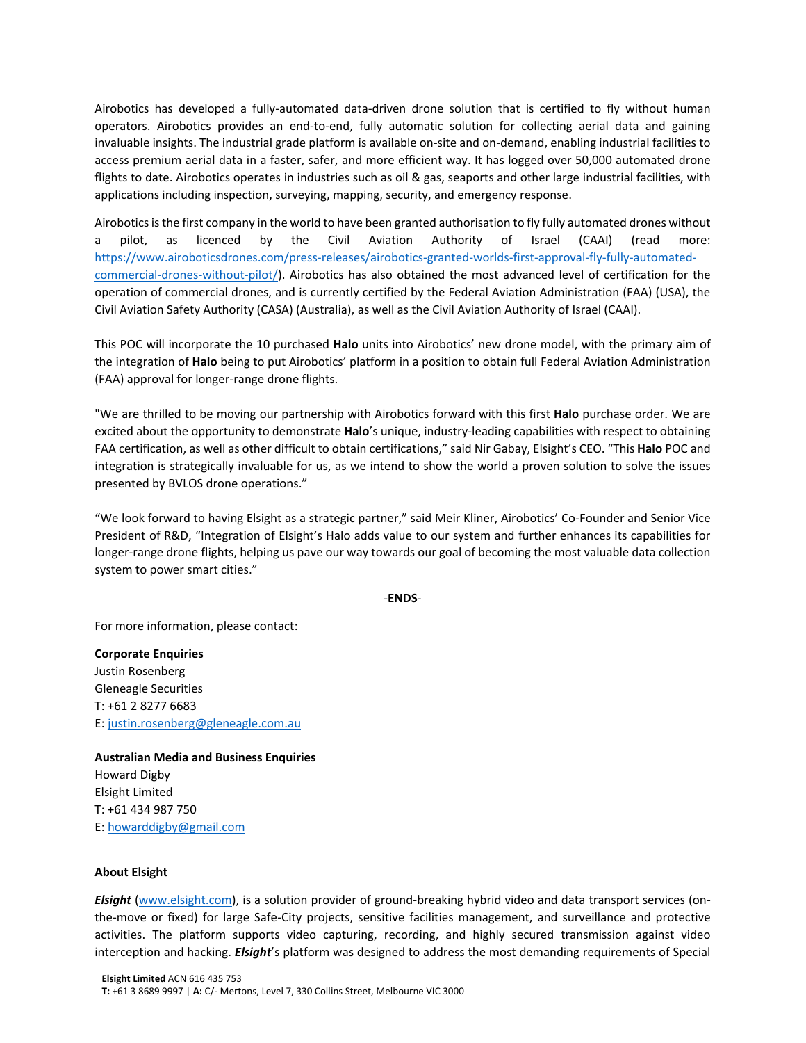Airobotics has developed a fully-automated data-driven drone solution that is certified to fly without human operators. Airobotics provides an end-to-end, fully automatic solution for collecting aerial data and gaining invaluable insights. The industrial grade platform is available on-site and on-demand, enabling industrial facilities to access premium aerial data in a faster, safer, and more efficient way. It has logged over 50,000 automated drone flights to date. Airobotics operates in industries such as oil & gas, seaports and other large industrial facilities, with applications including inspection, surveying, mapping, security, and emergency response.

Airobotics is the first company in the world to have been granted authorisation to fly fully automated drones without a pilot, as licenced by the Civil Aviation Authority of Israel (CAAI) (read more: [https://www.airoboticsdrones.com/press-releases/airobotics-granted-worlds-first-approval-fly-fully-automated-commercial-drones-without-pilot/](https://www.airoboticsdrones.com/press-releases/airobotics-granted-worlds-first-approval-fly-fully-automated-commercial-drones-without-pilot/)). Airobotics has also obtained the most advanced level of certification for the operation of commercial drones, and is currently certified by the Federal Aviation Administration (FAA) (USA), the Civil Aviation Safety Authority (CASA) (Australia), as well as the Civil Aviation Authority of Israel (CAAI).

This POC will incorporate the 10 purchased **Halo** units into Airobotics' new drone model, with the primary aim of the integration of **Halo** being to put Airobotics' platform in a position to obtain full Federal Aviation Administration (FAA) approval for longer-range drone flights.

"We are thrilled to be moving our partnership with Airobotics forward with this first **Halo** purchase order. We are excited about the opportunity to demonstrate **Halo**'s unique, industry-leading capabilities with respect to obtaining FAA certification, as well as other difficult to obtain certifications," said Nir Gabay, Elsight's CEO. "This **Halo** POC and integration is strategically invaluable for us, as we intend to show the world a proven solution to solve the issues presented by BVLOS drone operations."

"We look forward to having Elsight as a strategic partner," said Meir Kliner, Airobotics' Co-Founder and Senior Vice President of R&D, "Integration of Elsight's Halo adds value to our system and further enhances its capabilities for longer-range drone flights, helping us pave our way towards our goal of becoming the most valuable data collection system to power smart cities."

-**ENDS**-

For more information, please contact:

**Corporate Enquiries**
Justin Rosenberg
Gleneagle Securities
T: +61 2 8277 6683
E: [justin.rosenberg@gleneagle.com.au](mailto:justin.rosenberg@gleneagle.com.au)

**Australian Media and Business Enquiries**
Howard Digby
Elsight Limited
T: +61 434 987 750
E: [howarddigby@gmail.com](mailto:howarddigby@gmail.com)

**About Elsight**

***Elsight*** ([www.elsight.com](http://www.elsight.com)), is a solution provider of ground-breaking hybrid video and data transport services (on-the-move or fixed) for large Safe-City projects, sensitive facilities management, and surveillance and protective activities. The platform supports video capturing, recording, and highly secured transmission against video interception and hacking. ***Elsight***'s platform was designed to address the most demanding requirements of Special

**Elsight Limited** ACN 616 435 753
**T:** +61 3 8689 9997 | **A:** C/- Mertons, Level 7, 330 Collins Street, Melbourne VIC 3000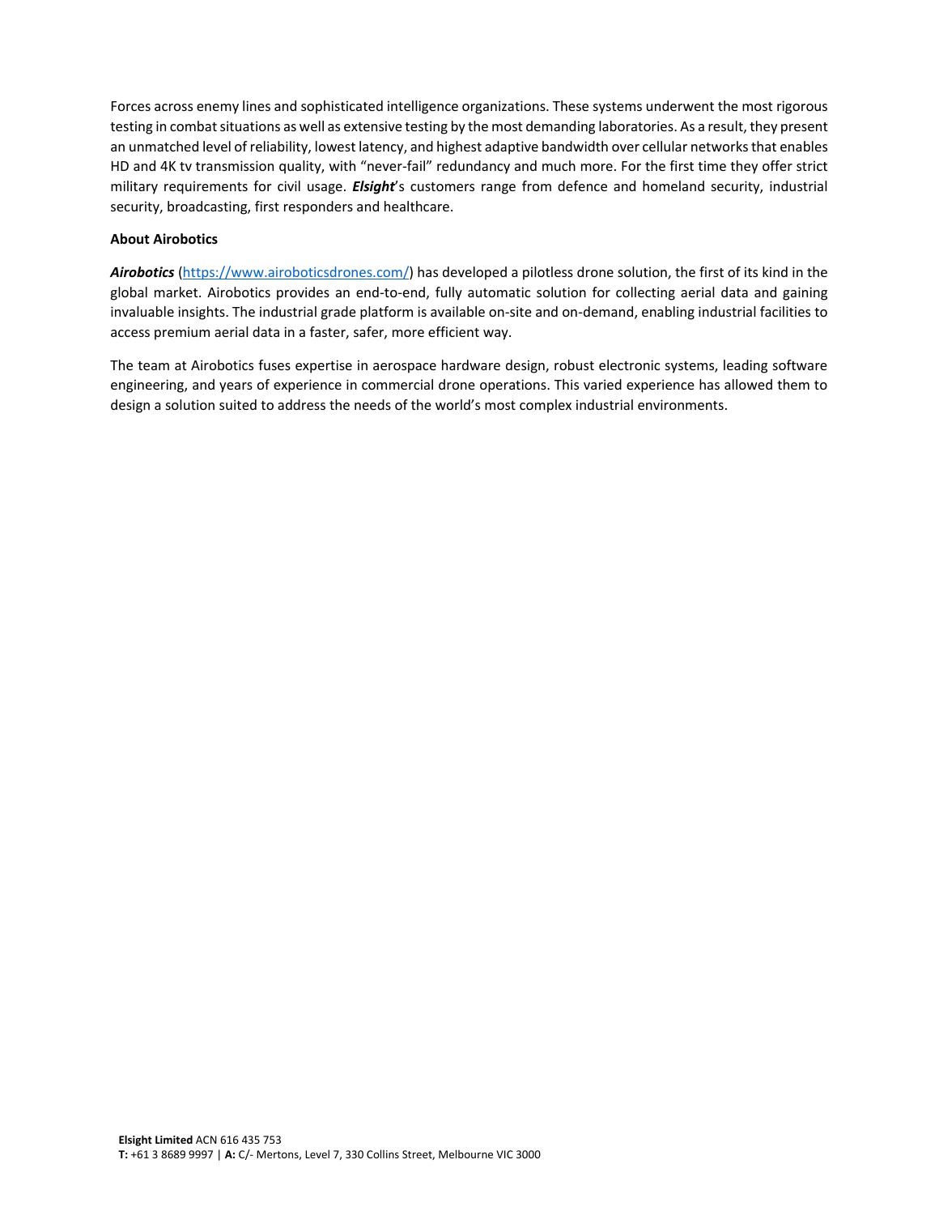Forces across enemy lines and sophisticated intelligence organizations. These systems underwent the most rigorous testing in combat situations as well as extensive testing by the most demanding laboratories. As a result, they present an unmatched level of reliability, lowest latency, and highest adaptive bandwidth over cellular networks that enables HD and 4K tv transmission quality, with "never-fail" redundancy and much more. For the first time they offer strict military requirements for civil usage. ***Elsight***'s customers range from defence and homeland security, industrial security, broadcasting, first responders and healthcare.

**About Airobotics**

***Airobotics*** ([https://www.airoboticsdrones.com/](https://www.airoboticsdrones.com/)) has developed a pilotless drone solution, the first of its kind in the global market. Airobotics provides an end-to-end, fully automatic solution for collecting aerial data and gaining invaluable insights. The industrial grade platform is available on-site and on-demand, enabling industrial facilities to access premium aerial data in a faster, safer, more efficient way.

The team at Airobotics fuses expertise in aerospace hardware design, robust electronic systems, leading software engineering, and years of experience in commercial drone operations. This varied experience has allowed them to design a solution suited to address the needs of the world's most complex industrial environments.

**Elsight Limited** ACN 616 435 753
**T:** +61 3 8689 9997 | **A:** C/- Mertons, Level 7, 330 Collins Street, Melbourne VIC 3000